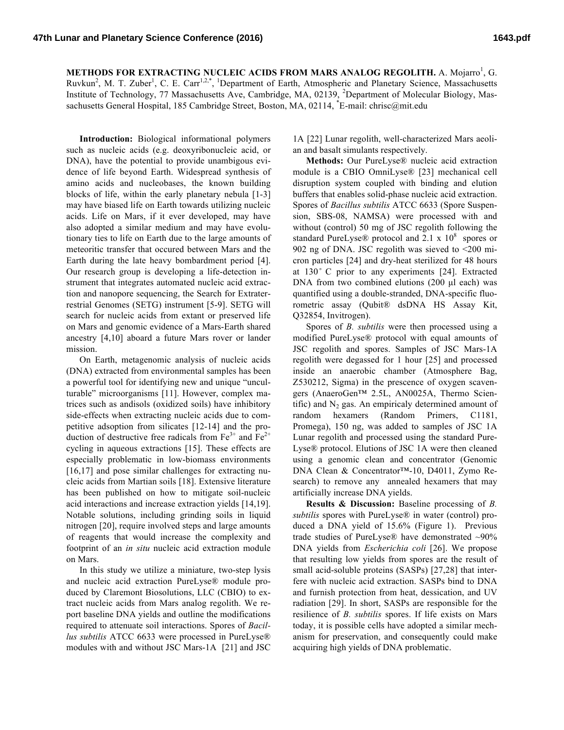**METHODS FOR EXTRACTING NUCLEIC ACIDS FROM MARS ANALOG REGOLITH.** A. Mojarro[1], G. Ruvkun[2], M. T. Zuber[1], C. E. Carr[1,2,*], [1]Department of Earth, Atmospheric and Planetary Science, Massachusetts Institute of Technology, 77 Massachusetts Ave, Cambridge, MA, 02139, [2]Department of Molecular Biology, Massachusetts General Hospital, 185 Cambridge Street, Boston, MA, 02114, [*]E-mail: chrisc@mit.edu

**Introduction:** Biological informational polymers such as nucleic acids (e.g. deoxyribonucleic acid, or DNA), have the potential to provide unambigous evidence of life beyond Earth. Widespread synthesis of amino acids and nucleobases, the known building blocks of life, within the early planetary nebula [1-3] may have biased life on Earth towards utilizing nucleic acids. Life on Mars, if it ever developed, may have also adopted a similar medium and may have evolutionary ties to life on Earth due to the large amounts of meteoritic transfer that occured between Mars and the Earth during the late heavy bombardment period [4]. Our research group is developing a life-detection instrument that integrates automated nucleic acid extraction and nanopore sequencing, the Search for Extraterrestrial Genomes (SETG) instrument [5-9]. SETG will search for nucleic acids from extant or preserved life on Mars and genomic evidence of a Mars-Earth shared ancestry [4,10] aboard a future Mars rover or lander mission.

On Earth, metagenomic analysis of nucleic acids (DNA) extracted from environmental samples has been a powerful tool for identifying new and unique "unculturable" microorganisms [11]. However, complex matrices such as andisols (oxidized soils) have inhibitory side-effects when extracting nucleic acids due to competitive adsoption from silicates [12-14] and the production of destructive free radicals from $Fe^{3+}$ and $Fe^{2+}$ cycling in aqueous extractions [15]. These effects are especially problematic in low-biomass environments [16,17] and pose similar challenges for extracting nucleic acids from Martian soils [18]. Extensive literature has been published on how to mitigate soil-nucleic acid interactions and increase extraction yields [14,19]. Notable solutions, including grinding soils in liquid nitrogen [20], require involved steps and large amounts of reagents that would increase the complexity and footprint of an *in situ* nucleic acid extraction module on Mars.

In this study we utilize a miniature, two-step lysis and nucleic acid extraction PureLyse® module produced by Claremont Biosolutions, LLC (CBIO) to extract nucleic acids from Mars analog regolith. We report baseline DNA yields and outline the modifications required to attenuate soil interactions. Spores of *Bacillus subtilis* ATCC 6633 were processed in PureLyse® modules with and without JSC Mars-1A [21] and JSC 1A [22] Lunar regolith, well-characterized Mars aeolian and basalt simulants respectively.

**Methods:** Our PureLyse® nucleic acid extraction module is a CBIO OmniLyse® [23] mechanical cell disruption system coupled with binding and elution buffers that enables solid-phase nucleic acid extraction. Spores of *Bacillus subtilis* ATCC 6633 (Spore Suspension, SBS-08, NAMSA) were processed with and without (control) 50 mg of JSC regolith following the standard PureLyse® protocol and $2.1 \times 10^8$ spores or 902 ng of DNA. JSC regolith was sieved to <200 micron particles [24] and dry-heat sterilized for 48 hours at 130˚ C prior to any experiments [24]. Extracted DNA from two combined elutions (200 µl each) was quantified using a double-stranded, DNA-specific fluorometric assay (Qubit® dsDNA HS Assay Kit, Q32854, Invitrogen).

Spores of *B. subtilis* were then processed using a modified PureLyse® protocol with equal amounts of JSC regolith and spores. Samples of JSC Mars-1A regolith were degassed for 1 hour [25] and processed inside an anaerobic chamber (Atmosphere Bag, Z530212, Sigma) in the prescence of oxygen scavengers (AnaeroGen™ 2.5L, AN0025A, Thermo Scientific) and $N_2$ gas. An empiricaly determined amount of random hexamers (Random Primers, C1181, Promega), 150 ng, was added to samples of JSC 1A Lunar regolith and processed using the standard PureLyse® protocol. Elutions of JSC 1A were then cleaned using a genomic clean and concentrator (Genomic DNA Clean & Concentrator™-10, D4011, Zymo Research) to remove any annealed hexamers that may artificially increase DNA yields.

**Results & Discussion:** Baseline processing of *B. subtilis* spores with PureLyse® in water (control) produced a DNA yield of 15.6% (Figure 1). Previous trade studies of PureLyse® have demonstrated ~90% DNA yields from *Escherichia coli* [26]. We propose that resulting low yields from spores are the result of small acid-soluble proteins (SASPs) [27,28] that interfere with nucleic acid extraction. SASPs bind to DNA and furnish protection from heat, dessication, and UV radiation [29]. In short, SASPs are responsible for the resilience of *B. subtilis* spores. If life exists on Mars today, it is possible cells have adopted a similar mechanism for preservation, and consequently could make acquiring high yields of DNA problematic.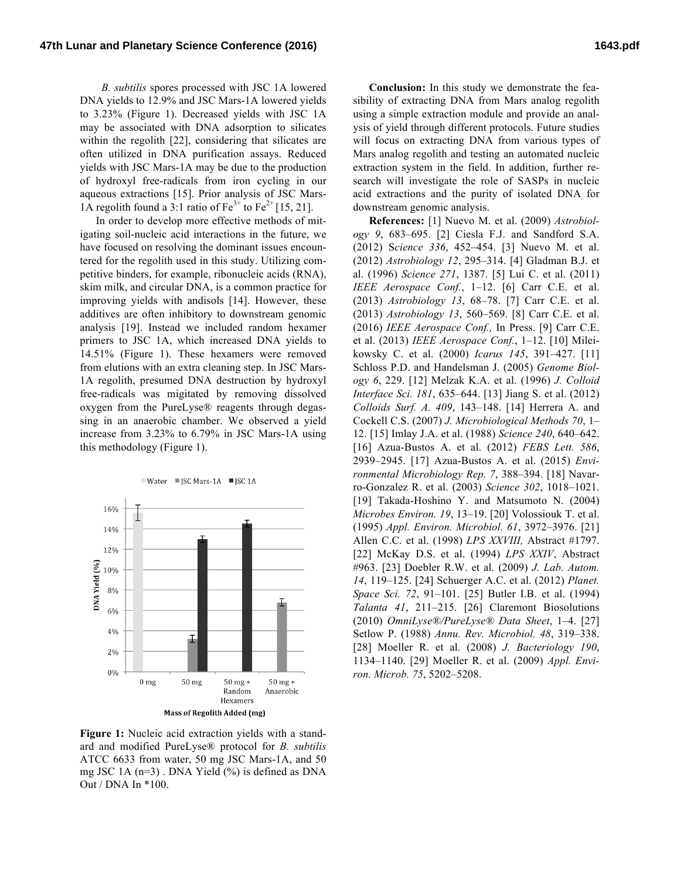*B. subtilis* spores processed with JSC 1A lowered DNA yields to 12.9% and JSC Mars-1A lowered yields to 3.23% (Figure 1). Decreased yields with JSC 1A may be associated with DNA adsorption to silicates within the regolith [22], considering that silicates are often utilized in DNA purification assays. Reduced yields with JSC Mars-1A may be due to the production of hydroxyl free-radicals from iron cycling in our aqueous extractions [15]. Prior analysis of JSC Mars-1A regolith found a 3:1 ratio of $Fe^{3+}$ to $Fe^{2+}$ [15, 21].

In order to develop more effective methods of mitigating soil-nucleic acid interactions in the future, we have focused on resolving the dominant issues encountered for the regolith used in this study. Utilizing competitive binders, for example, ribonucleic acids (RNA), skim milk, and circular DNA, is a common practice for improving yields with andisols [14]. However, these additives are often inhibitory to downstream genomic analysis [19]. Instead we included random hexamer primers to JSC 1A, which increased DNA yields to 14.51% (Figure 1). These hexamers were removed from elutions with an extra cleaning step. In JSC Mars-1A regolith, presumed DNA destruction by hydroxyl free-radicals was migitated by removing dissolved oxygen from the PureLyse® reagents through degassing in an anaerobic chamber. We observed a yield increase from 3.23% to 6.79% in JSC Mars-1A using this methodology (Figure 1).

Water
JSC Mars-1A
JSC 1A

16%
14%
12%
10%
8%
6%
4%
2%
0%

DNA Yield (%)

0 mg
50 mg
50 mg + Random Hexamers
50 mg + Anaerobic

Mass of Regolith Added (mg)

**Figure 1:** Nucleic acid extraction yields with a standard and modified PureLyse® protocol for *B. subtilis* ATCC 6633 from water, 50 mg JSC Mars-1A, and 50 mg JSC 1A (n=3) . DNA Yield (%) is defined as DNA Out / DNA In *100.

**Conclusion:** In this study we demonstrate the feasibility of extracting DNA from Mars analog regolith using a simple extraction module and provide an analysis of yield through different protocols. Future studies will focus on extracting DNA from various types of Mars analog regolith and testing an automated nucleic extraction system in the field. In addition, further research will investigate the role of SASPs in nucleic acid extractions and the purity of isolated DNA for downstream genomic analysis.

**References:** [1] Nuevo M. et al. (2009) *Astrobiology 9*, 683–695. [2] Ciesla F.J. and Sandford S.A. (2012) *Science 336*, 452–454. [3] Nuevo M. et al. (2012) *Astrobiology 12*, 295–314. [4] Gladman B.J. et al. (1996) *Science 271*, 1387. [5] Lui C. et al. (2011) *IEEE Aerospace Conf.*, 1–12. [6] Carr C.E. et al. (2013) *Astrobiology 13*, 68–78. [7] Carr C.E. et al. (2013) *Astrobiology 13*, 560–569. [8] Carr C.E. et al. (2016) *IEEE Aerospace Conf.,* In Press. [9] Carr C.E. et al. (2013) *IEEE Aerospace Conf.*, 1–12. [10] Mileikowsky C. et al. (2000) *Icarus 145*, 391–427. [11] Schloss P.D. and Handelsman J. (2005) *Genome Biology 6*, 229. [12] Melzak K.A. et al. (1996) *J. Colloid Interface Sci. 181*, 635–644. [13] Jiang S. et al. (2012) *Colloids Surf. A. 409*, 143–148. [14] Herrera A. and Cockell C.S. (2007) *J. Microbiological Methods 70*, 1–12. [15] Imlay J.A. et al. (1988) *Science 240*, 640–642. [16] Azua-Bustos A. et al. (2012) *FEBS Lett. 586*, 2939–2945. [17] Azua-Bustos A. et al. (2015) *Environmental Microbiology Rep. 7*, 388–394. [18] Navarro-Gonzalez R. et al. (2003) *Science 302*, 1018–1021. [19] Takada-Hoshino Y. and Matsumoto N. (2004) *Microbes Environ. 19*, 13–19. [20] Volossiouk T. et al. (1995) *Appl. Environ. Microbiol. 61*, 3972–3976. [21] Allen C.C. et al. (1998) *LPS XXVIII,* Abstract #1797. [22] McKay D.S. et al. (1994) *LPS XXIV*, Abstract #963. [23] Doebler R.W. et al. (2009) *J. Lab. Autom. 14*, 119–125. [24] Schuerger A.C. et al. (2012) *Planet. Space Sci. 72*, 91–101. [25] Butler I.B. et al. (1994) *Talanta 41*, 211–215. [26] Claremont Biosolutions (2010) *OmniLyse®/PureLyse® Data Sheet*, 1–4. [27] Setlow P. (1988) *Annu. Rev. Microbiol. 48*, 319–338. [28] Moeller R. et al. (2008) *J. Bacteriology 190*, 1134–1140. [29] Moeller R. et al. (2009) *Appl. Environ. Microb. 75*, 5202–5208.